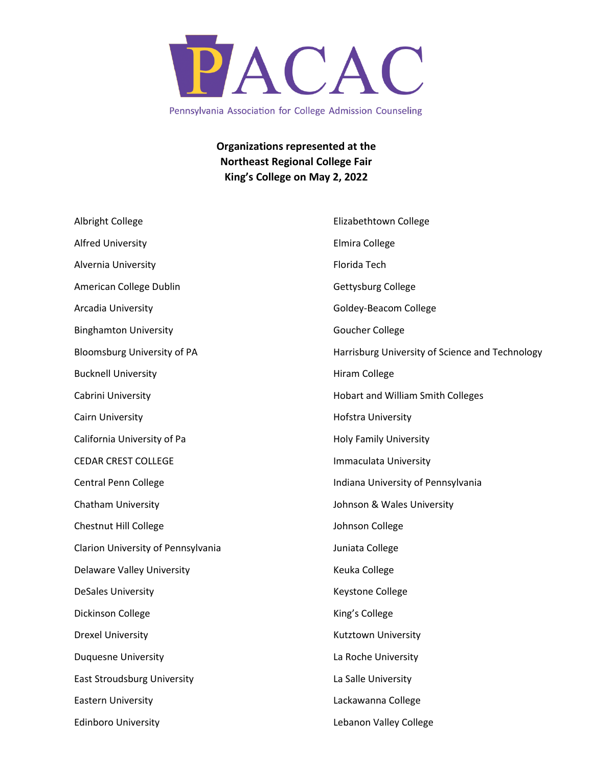# PACAC

Pennsylvania Association for College Admission Counseling

**Organizations represented at the Northeast Regional College Fair King's College on May 2, 2022**

Albright College
Alfred University
Alvernia University
American College Dublin
Arcadia University
Binghamton University
Bloomsburg University of PA
Bucknell University
Cabrini University
Cairn University
California University of Pa
CEDAR CREST COLLEGE
Central Penn College
Chatham University
Chestnut Hill College
Clarion University of Pennsylvania
Delaware Valley University
DeSales University
Dickinson College
Drexel University
Duquesne University
East Stroudsburg University
Eastern University
Edinboro University
Elizabethtown College
Elmira College
Florida Tech
Gettysburg College
Goldey-Beacom College
Goucher College
Harrisburg University of Science and Technology
Hiram College
Hobart and William Smith Colleges
Hofstra University
Holy Family University
Immaculata University
Indiana University of Pennsylvania
Johnson & Wales University
Johnson College
Juniata College
Keuka College
Keystone College
King's College
Kutztown University
La Roche University
La Salle University
Lackawanna College
Lebanon Valley College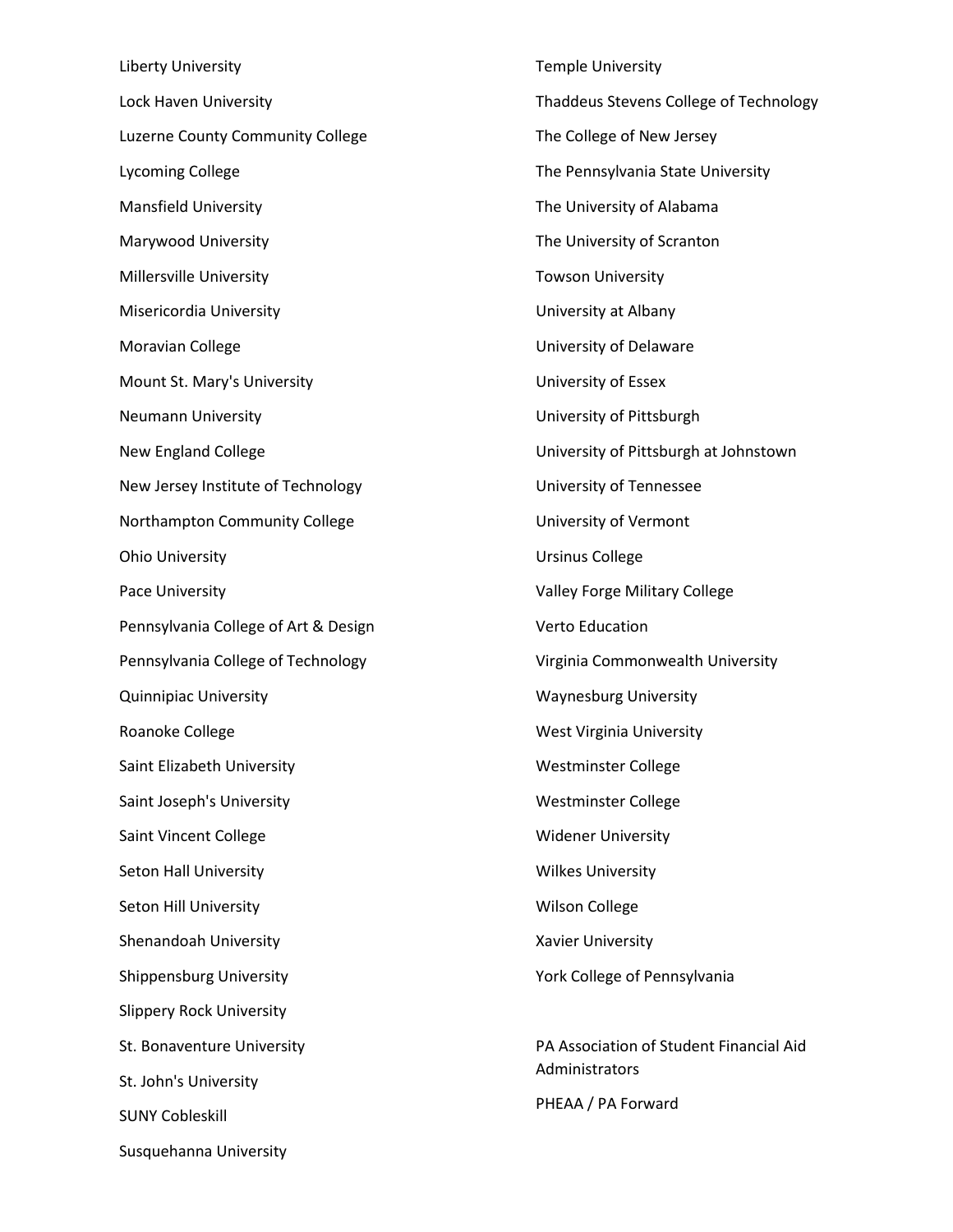Liberty University

Lock Haven University

Luzerne County Community College

Lycoming College

Mansfield University

Marywood University

Millersville University

Misericordia University

Moravian College

Mount St. Mary's University

Neumann University

New England College

New Jersey Institute of Technology

Northampton Community College

Ohio University

Pace University

Pennsylvania College of Art & Design

Pennsylvania College of Technology

Quinnipiac University

Roanoke College

Saint Elizabeth University

Saint Joseph's University

Saint Vincent College

Seton Hall University

Seton Hill University

Shenandoah University

Shippensburg University

Slippery Rock University

St. Bonaventure University

St. John's University

SUNY Cobleskill

Susquehanna University

Temple University

Thaddeus Stevens College of Technology

The College of New Jersey

The Pennsylvania State University

The University of Alabama

The University of Scranton

Towson University

University at Albany

University of Delaware

University of Essex

University of Pittsburgh

University of Pittsburgh at Johnstown

University of Tennessee

University of Vermont

Ursinus College

Valley Forge Military College

Verto Education

Virginia Commonwealth University

Waynesburg University

West Virginia University

Westminster College

Westminster College

Widener University

Wilkes University

Wilson College

Xavier University

York College of Pennsylvania

PA Association of Student Financial Aid Administrators

PHEAA / PA Forward